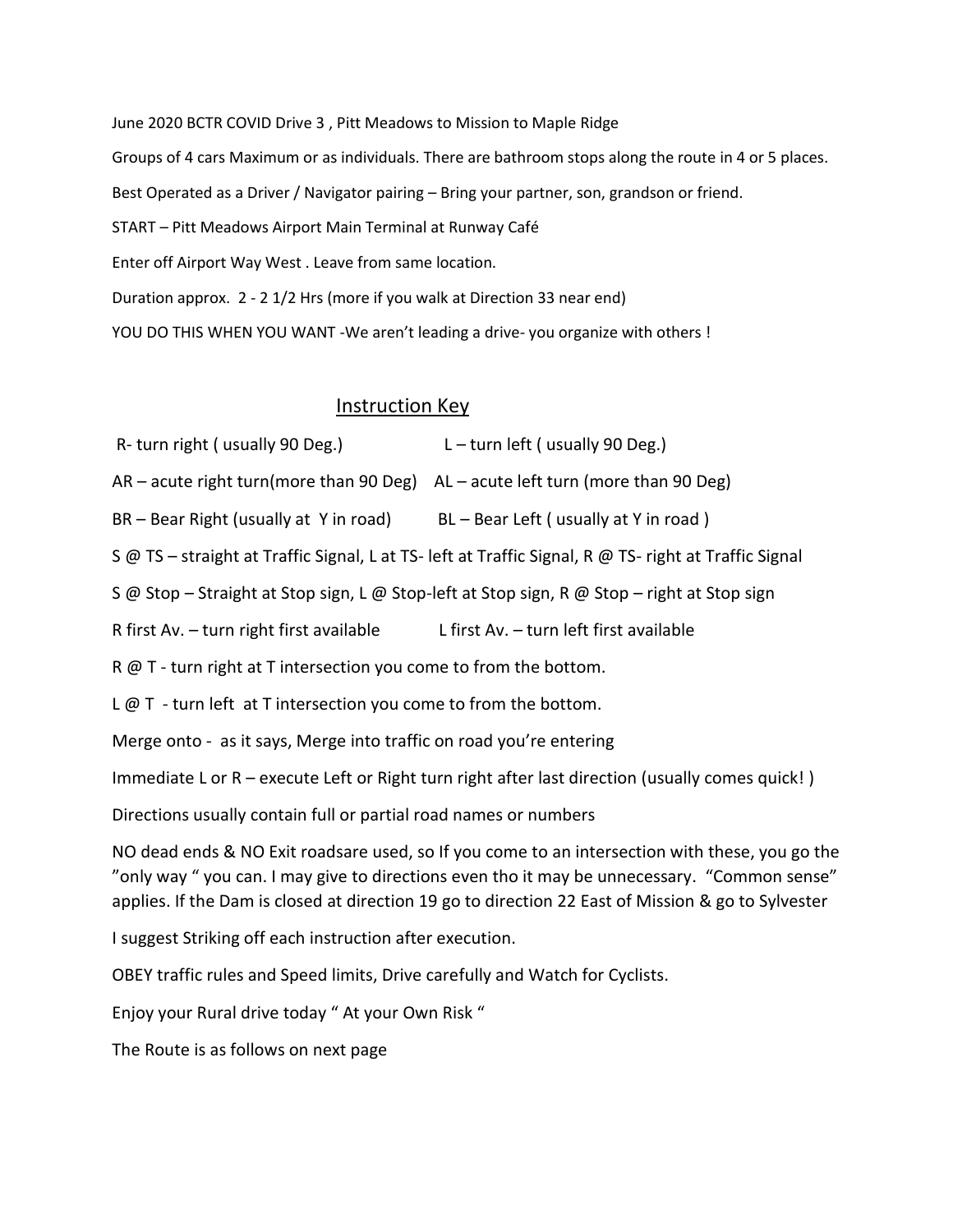June 2020 BCTR COVID Drive 3 , Pitt Meadows to Mission to Maple Ridge

Groups of 4 cars Maximum or as individuals. There are bathroom stops along the route in 4 or 5 places.

Best Operated as a Driver / Navigator pairing – Bring your partner, son, grandson or friend.

START – Pitt Meadows Airport Main Terminal at Runway Café

Enter off Airport Way West . Leave from same location.

Duration approx. 2 - 2 1/2 Hrs (more if you walk at Direction 33 near end)

YOU DO THIS WHEN YOU WANT -We aren't leading a drive- you organize with others !

## Instruction Key

R- turn right ( usually 90 Deg.) L – turn left ( usually 90 Deg.)

AR – acute right turn(more than 90 Deg) AL – acute left turn (more than 90 Deg)

BR – Bear Right (usually at Y in road) BL – Bear Left ( usually at Y in road )

S @ TS – straight at Traffic Signal, L at TS- left at Traffic Signal, R @ TS- right at Traffic Signal

S @ Stop – Straight at Stop sign, L @ Stop-left at Stop sign, R @ Stop – right at Stop sign

R first Av. – turn right first available L first Av. – turn left first available

R @ T - turn right at T intersection you come to from the bottom.

L @ T - turn left at T intersection you come to from the bottom.

Merge onto - as it says, Merge into traffic on road you're entering

Immediate L or R – execute Left or Right turn right after last direction (usually comes quick! )

Directions usually contain full or partial road names or numbers

NO dead ends & NO Exit roadsare used, so If you come to an intersection with these, you go the "only way " you can. I may give to directions even tho it may be unnecessary. "Common sense" applies. If the Dam is closed at direction 19 go to direction 22 East of Mission & go to Sylvester

I suggest Striking off each instruction after execution.

OBEY traffic rules and Speed limits, Drive carefully and Watch for Cyclists.

Enjoy your Rural drive today " At your Own Risk "

The Route is as follows on next page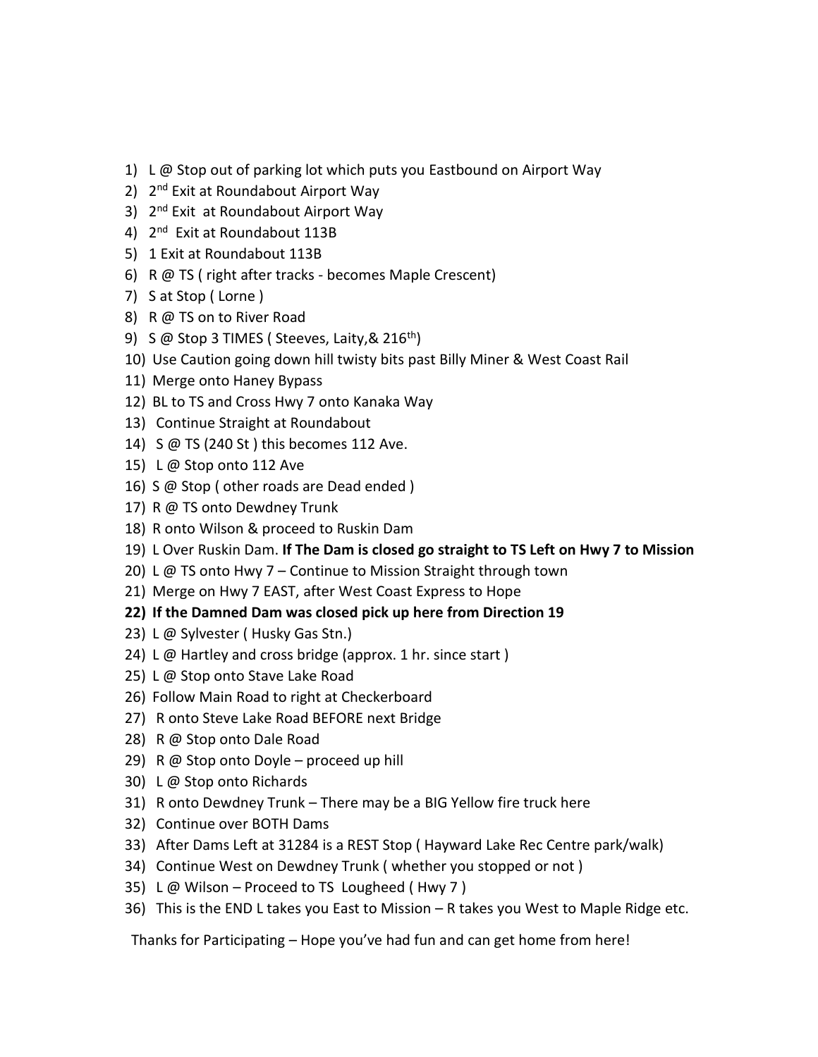1) L @ Stop out of parking lot which puts you Eastbound on Airport Way
2) 2nd Exit at Roundabout Airport Way
3) 2nd Exit at Roundabout Airport Way
4) 2nd Exit at Roundabout 113B
5) 1 Exit at Roundabout 113B
6) R @ TS ( right after tracks - becomes Maple Crescent)
7) S at Stop ( Lorne )
8) R @ TS on to River Road
9) S @ Stop 3 TIMES ( Steeves, Laity,& 216th)
10) Use Caution going down hill twisty bits past Billy Miner & West Coast Rail
11) Merge onto Haney Bypass
12) BL to TS and Cross Hwy 7 onto Kanaka Way
13) Continue Straight at Roundabout
14) S @ TS (240 St ) this becomes 112 Ave.
15) L @ Stop onto 112 Ave
16) S @ Stop ( other roads are Dead ended )
17) R @ TS onto Dewdney Trunk
18) R onto Wilson & proceed to Ruskin Dam
19) L Over Ruskin Dam. **If The Dam is closed go straight to TS Left on Hwy 7 to Mission**
20) L @ TS onto Hwy 7 – Continue to Mission Straight through town
21) Merge on Hwy 7 EAST, after West Coast Express to Hope
22) **If the Damned Dam was closed pick up here from Direction 19**
23) L @ Sylvester ( Husky Gas Stn.)
24) L @ Hartley and cross bridge (approx. 1 hr. since start )
25) L @ Stop onto Stave Lake Road
26) Follow Main Road to right at Checkerboard
27) R onto Steve Lake Road BEFORE next Bridge
28) R @ Stop onto Dale Road
29) R @ Stop onto Doyle – proceed up hill
30) L @ Stop onto Richards
31) R onto Dewdney Trunk – There may be a BIG Yellow fire truck here
32) Continue over BOTH Dams
33) After Dams Left at 31284 is a REST Stop ( Hayward Lake Rec Centre park/walk)
34) Continue West on Dewdney Trunk ( whether you stopped or not )
35) L @ Wilson – Proceed to TS Lougheed ( Hwy 7 )
36) This is the END L takes you East to Mission – R takes you West to Maple Ridge etc.

Thanks for Participating – Hope you've had fun and can get home from here!